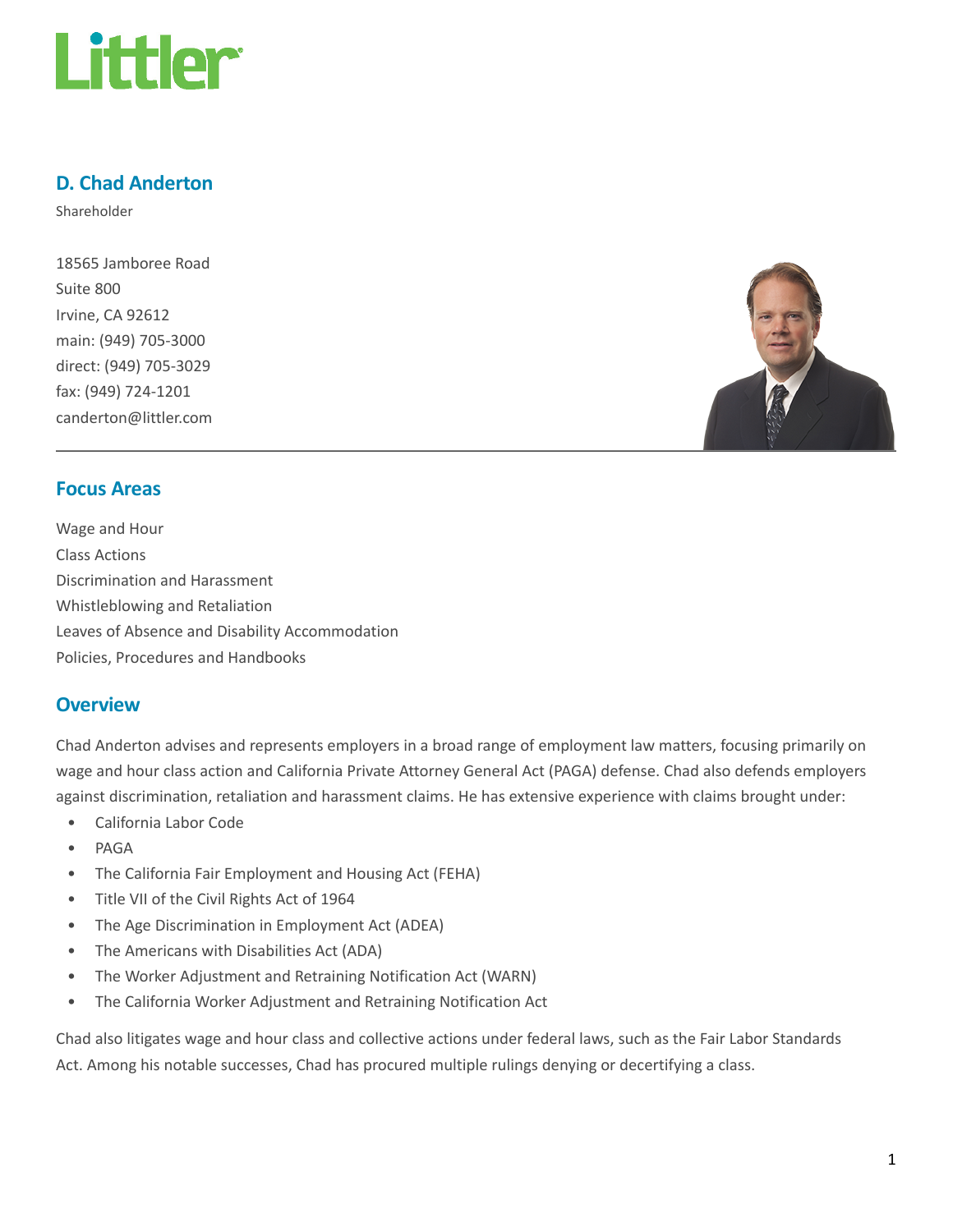# D. Chad Anderton

Shareholder

18565 Jamboree Road
Suite 800
Irvine, CA 92612
main: (949) 705-3000
direct: (949) 705-3029
fax: (949) 724-1201
canderton@littler.com

## Focus Areas

Wage and Hour
Class Actions
Discrimination and Harassment
Whistleblowing and Retaliation
Leaves of Absence and Disability Accommodation
Policies, Procedures and Handbooks

## Overview

Chad Anderton advises and represents employers in a broad range of employment law matters, focusing primarily on wage and hour class action and California Private Attorney General Act (PAGA) defense. Chad also defends employers against discrimination, retaliation and harassment claims. He has extensive experience with claims brought under:

- California Labor Code
- PAGA
- The California Fair Employment and Housing Act (FEHA)
- Title VII of the Civil Rights Act of 1964
- The Age Discrimination in Employment Act (ADEA)
- The Americans with Disabilities Act (ADA)
- The Worker Adjustment and Retraining Notification Act (WARN)
- The California Worker Adjustment and Retraining Notification Act

Chad also litigates wage and hour class and collective actions under federal laws, such as the Fair Labor Standards Act. Among his notable successes, Chad has procured multiple rulings denying or decertifying a class.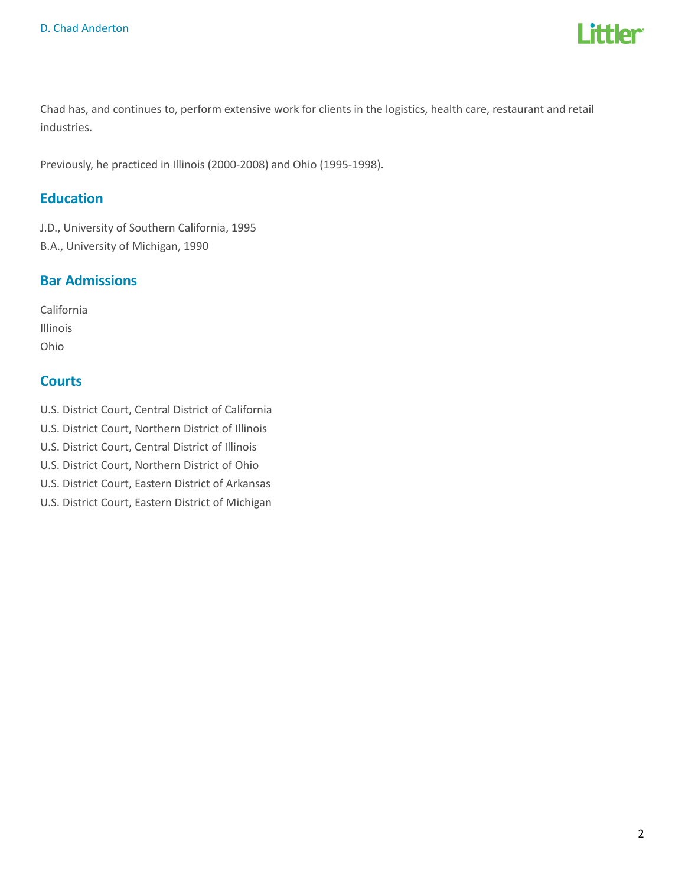Chad has, and continues to, perform extensive work for clients in the logistics, health care, restaurant and retail industries.

Previously, he practiced in Illinois (2000-2008) and Ohio (1995-1998).

## Education

J.D., University of Southern California, 1995
B.A., University of Michigan, 1990

## Bar Admissions

California
Illinois
Ohio

## Courts

U.S. District Court, Central District of California
U.S. District Court, Northern District of Illinois
U.S. District Court, Central District of Illinois
U.S. District Court, Northern District of Ohio
U.S. District Court, Eastern District of Arkansas
U.S. District Court, Eastern District of Michigan